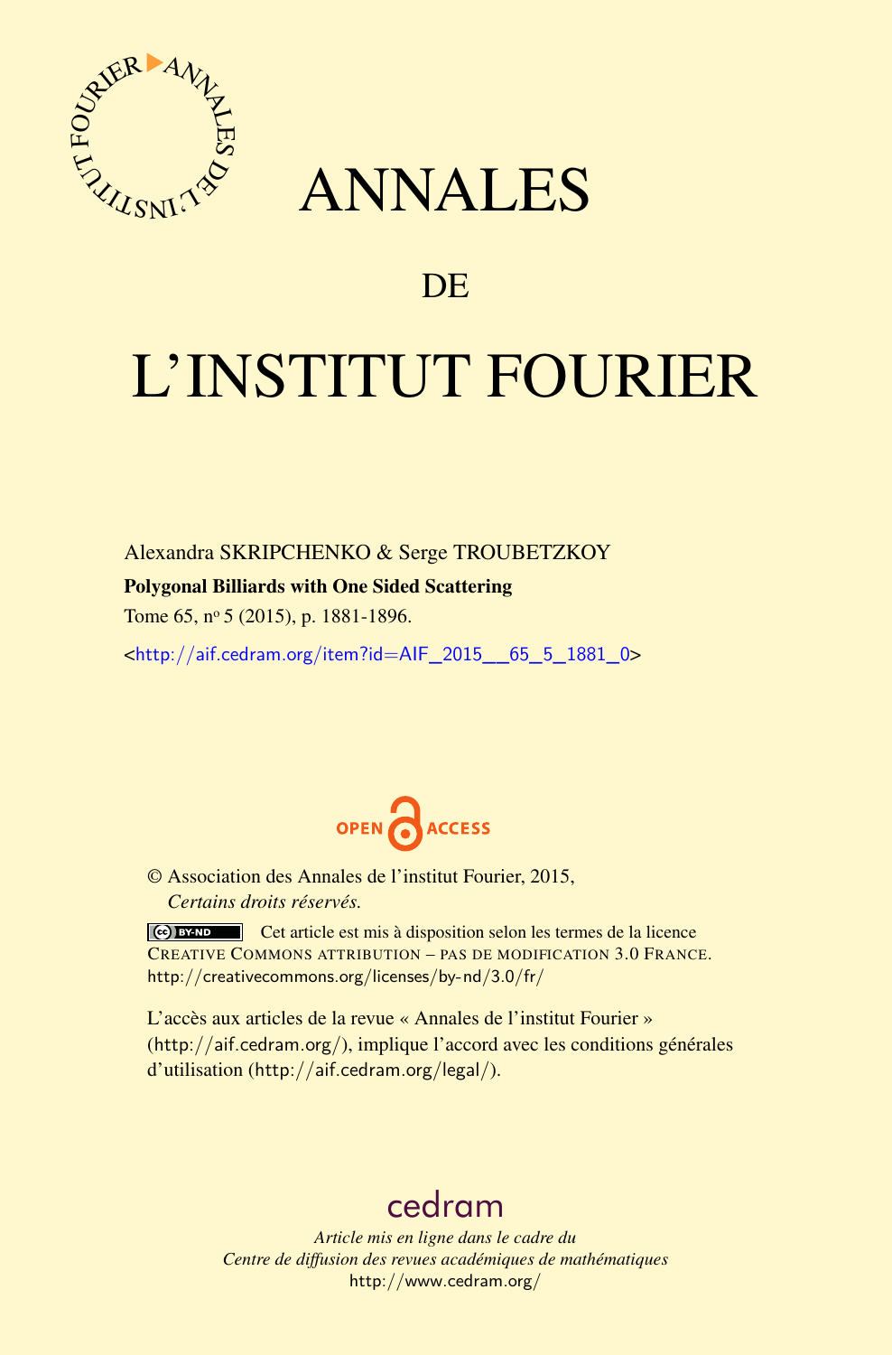# ANNALES

## DE

# L'INSTITUT FOURIER

Alexandra SKRIPCHENKO & Serge TROUBETZKOY

**Polygonal Billiards with One Sided Scattering**

Tome 65, n$^{o}$ 5 (2015), p. 1881-1896.

<http://aif.cedram.org/item?id=AIF_2015__65_5_1881_0>

OPEN ACCESS

© Association des Annales de l'institut Fourier, 2015, *Certains droits réservés.*

Cet article est mis à disposition selon les termes de la licence CREATIVE COMMONS ATTRIBUTION – PAS DE MODIFICATION 3.0 FRANCE. http://creativecommons.org/licenses/by-nd/3.0/fr/

L'accès aux articles de la revue « Annales de l'institut Fourier » (http://aif.cedram.org/), implique l'accord avec les conditions générales d'utilisation (http://aif.cedram.org/legal/).

cedram

*Article mis en ligne dans le cadre du Centre de diffusion des revues académiques de mathématiques*
http://www.cedram.org/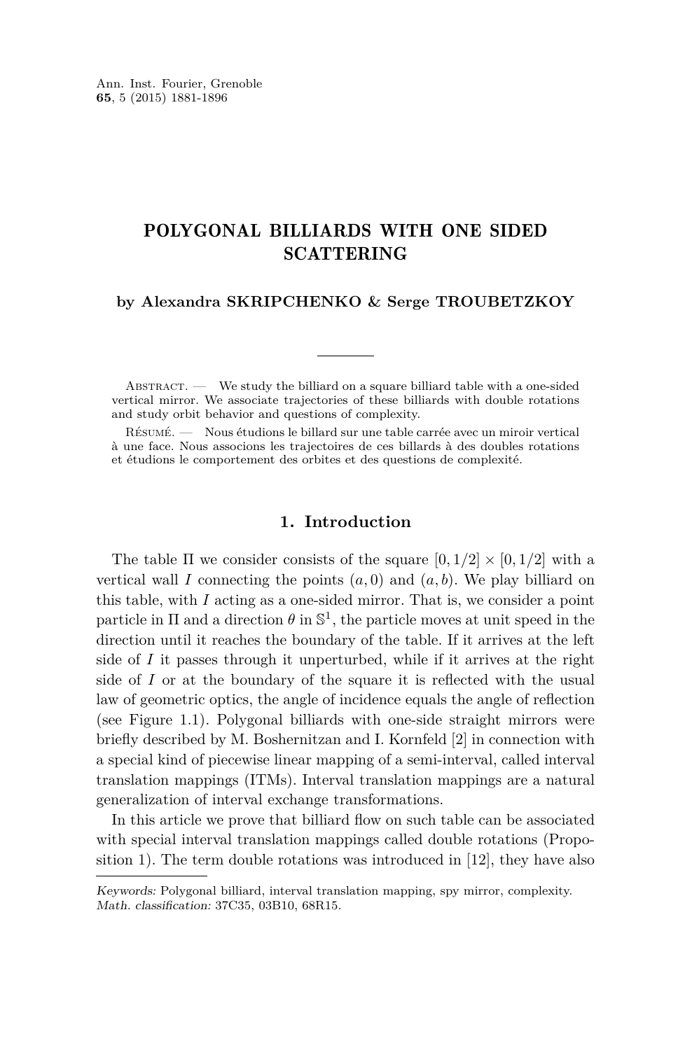Ann. Inst. Fourier, Grenoble
**65**, 5 (2015) 1881-1896

# POLYGONAL BILLIARDS WITH ONE SIDED SCATTERING

**by Alexandra SKRIPCHENKO & Serge TROUBETZKOY**

---

Abstract. — We study the billiard on a square billiard table with a one-sided vertical mirror. We associate trajectories of these billiards with double rotations and study orbit behavior and questions of complexity.

Résumé. — Nous étudions le billard sur une table carrée avec un miroir vertical à une face. Nous associons les trajectoires de ces billards à des doubles rotations et étudions le comportement des orbites et des questions de complexité.

## 1. Introduction

The table $\Pi$ we consider consists of the square $[0, 1/2] \times [0, 1/2]$ with a vertical wall $I$ connecting the points $(a, 0)$ and $(a, b)$. We play billiard on this table, with $I$ acting as a one-sided mirror. That is, we consider a point particle in $\Pi$ and a direction $\theta$ in $\mathbb{S}^1$, the particle moves at unit speed in the direction until it reaches the boundary of the table. If it arrives at the left side of $I$ it passes through it unperturbed, while if it arrives at the right side of $I$ or at the boundary of the square it is reflected with the usual law of geometric optics, the angle of incidence equals the angle of reflection (see Figure 1.1). Polygonal billiards with one-side straight mirrors were briefly described by M. Boshernitzan and I. Kornfeld [2] in connection with a special kind of piecewise linear mapping of a semi-interval, called interval translation mappings (ITMs). Interval translation mappings are a natural generalization of interval exchange transformations.

In this article we prove that billiard flow on such table can be associated with special interval translation mappings called double rotations (Proposition 1). The term double rotations was introduced in [12], they have also

---

*Keywords:* Polygonal billiard, interval translation mapping, spy mirror, complexity.
*Math. classification:* 37C35, 03B10, 68R15.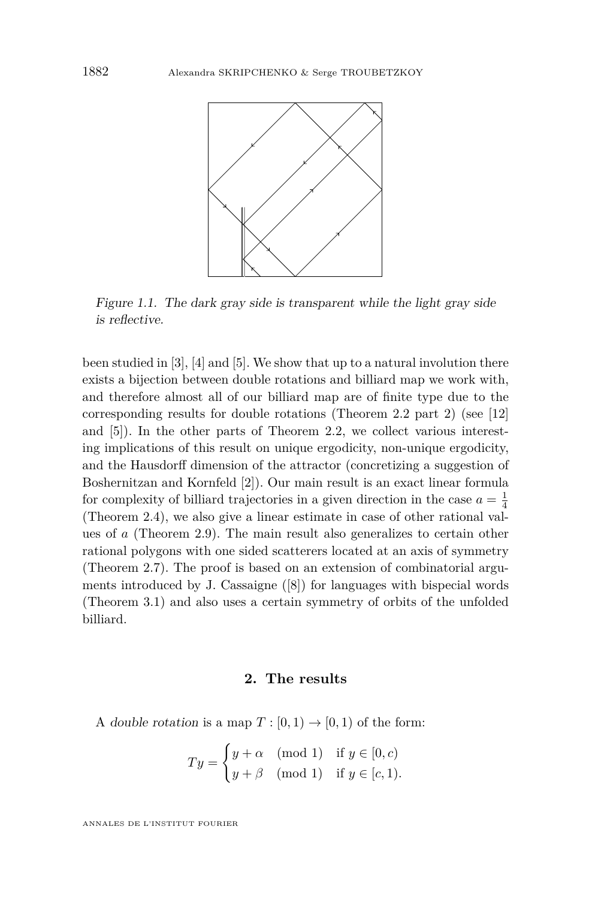*Figure 1.1. The dark gray side is transparent while the light gray side is reflective.*

been studied in [3], [4] and [5]. We show that up to a natural involution there exists a bijection between double rotations and billiard map we work with, and therefore almost all of our billiard map are of finite type due to the corresponding results for double rotations (Theorem 2.2 part 2) (see [12] and [5]). In the other parts of Theorem 2.2, we collect various interesting implications of this result on unique ergodicity, non-unique ergodicity, and the Hausdorff dimension of the attractor (concretizing a suggestion of Boshernitzan and Kornfeld [2]). Our main result is an exact linear formula for complexity of billiard trajectories in a given direction in the case $a = \frac{1}{4}$ (Theorem 2.4), we also give a linear estimate in case of other rational values of $a$ (Theorem 2.9). The main result also generalizes to certain other rational polygons with one sided scatterers located at an axis of symmetry (Theorem 2.7). The proof is based on an extension of combinatorial arguments introduced by J. Cassaigne ([8]) for languages with bispecial words (Theorem 3.1) and also uses a certain symmetry of orbits of the unfolded billiard.

## 2. The results

A *double rotation* is a map $T : [0, 1) \to [0, 1)$ of the form:

$$Ty = \begin{cases} y + \alpha \pmod 1 & \text{if } y \in [0, c) \\ y + \beta \pmod 1 & \text{if } y \in [c, 1). \end{cases}$$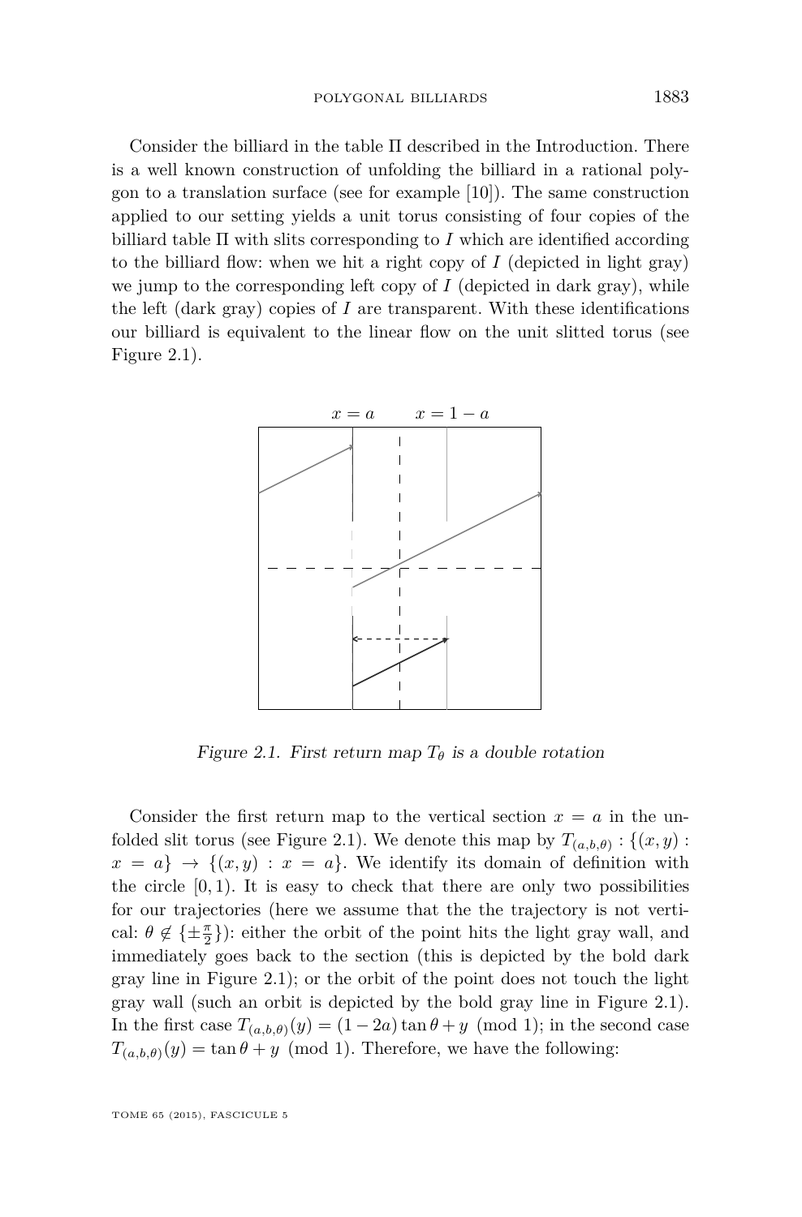Consider the billiard in the table Π described in the Introduction. There is a well known construction of unfolding the billiard in a rational polygon to a translation surface (see for example [10]). The same construction applied to our setting yields a unit torus consisting of four copies of the billiard table Π with slits corresponding to $I$ which are identified according to the billiard flow: when we hit a right copy of $I$ (depicted in light gray) we jump to the corresponding left copy of $I$ (depicted in dark gray), while the left (dark gray) copies of $I$ are transparent. With these identifications our billiard is equivalent to the linear flow on the unit slitted torus (see Figure 2.1).

*Figure 2.1. First return map $T_\theta$ is a double rotation*

Consider the first return map to the vertical section $x = a$ in the unfolded slit torus (see Figure 2.1). We denote this map by $T_{(a,b,\theta)} : \{(x,y) : x = a\} \to \{(x,y) : x = a\}$. We identify its domain of definition with the circle $[0,1)$. It is easy to check that there are only two possibilities for our trajectories (here we assume that the the trajectory is not vertical: $\theta \notin \{\pm\frac{\pi}{2}\}$): either the orbit of the point hits the light gray wall, and immediately goes back to the section (this is depicted by the bold dark gray line in Figure 2.1); or the orbit of the point does not touch the light gray wall (such an orbit is depicted by the bold gray line in Figure 2.1). In the first case $T_{(a,b,\theta)}(y) = (1-2a)\tan\theta + y \pmod 1$; in the second case $T_{(a,b,\theta)}(y) = \tan\theta + y \pmod 1$. Therefore, we have the following: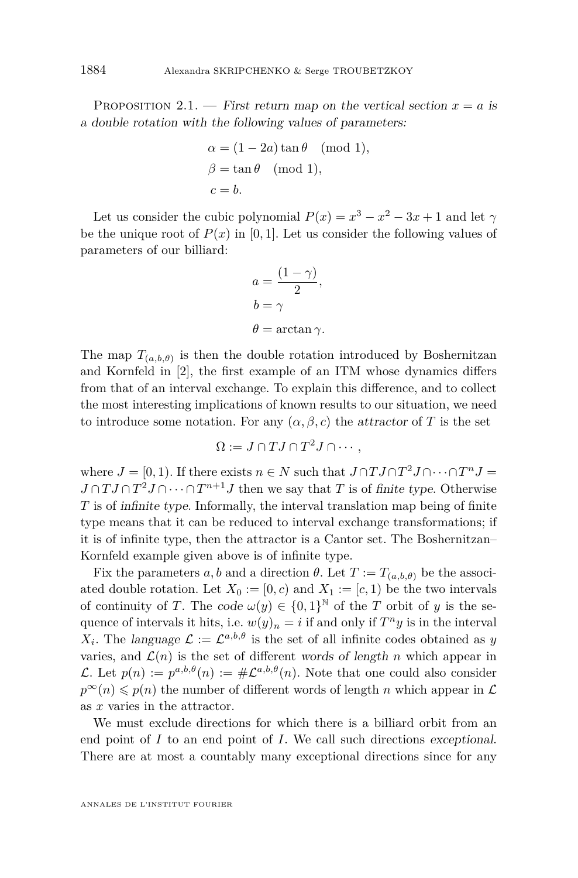Proposition 2.1. — *First return map on the vertical section $x = a$ is a double rotation with the following values of parameters:*

$$\alpha = (1 - 2a)\tan\theta \pmod 1,$$
$$\beta = \tan\theta \pmod 1,$$
$$c = b.$$

Let us consider the cubic polynomial $P(x) = x^3 - x^2 - 3x + 1$ and let $\gamma$ be the unique root of $P(x)$ in $[0, 1]$. Let us consider the following values of parameters of our billiard:

$$a = \frac{(1-\gamma)}{2},$$
$$b = \gamma$$
$$\theta = \arctan\gamma.$$

The map $T_{(a,b,\theta)}$ is then the double rotation introduced by Boshernitzan and Kornfeld in [2], the first example of an ITM whose dynamics differs from that of an interval exchange. To explain this difference, and to collect the most interesting implications of known results to our situation, we need to introduce some notation. For any $(\alpha, \beta, c)$ the *attractor* of $T$ is the set

$$\Omega := J \cap TJ \cap T^2J \cap \cdots,$$

where $J = [0, 1)$. If there exists $n \in N$ such that $J \cap TJ \cap T^2J \cap \cdots \cap T^nJ = J \cap TJ \cap T^2J \cap \cdots \cap T^{n+1}J$ then we say that $T$ is of *finite type*. Otherwise $T$ is of *infinite type*. Informally, the interval translation map being of finite type means that it can be reduced to interval exchange transformations; if it is of infinite type, then the attractor is a Cantor set. The Boshernitzan–Kornfeld example given above is of infinite type.

Fix the parameters $a, b$ and a direction $\theta$. Let $T := T_{(a,b,\theta)}$ be the associated double rotation. Let $X_0 := [0, c)$ and $X_1 := [c, 1)$ be the two intervals of continuity of $T$. The *code* $\omega(y) \in \{0, 1\}^{\mathbb{N}}$ of the $T$ orbit of $y$ is the sequence of intervals it hits, i.e. $w(y)_n = i$ if and only if $T^n y$ is in the interval $X_i$. The *language* $\mathcal{L} := \mathcal{L}^{a,b,\theta}$ is the set of all infinite codes obtained as $y$ varies, and $\mathcal{L}(n)$ is the set of different *words of length* $n$ which appear in $\mathcal{L}$. Let $p(n) := p^{a,b,\theta}(n) := \#\mathcal{L}^{a,b,\theta}(n)$. Note that one could also consider $p^\infty(n) \leqslant p(n)$ the number of different words of length $n$ which appear in $\mathcal{L}$ as $x$ varies in the attractor.

We must exclude directions for which there is a billiard orbit from an end point of $I$ to an end point of $I$. We call such directions *exceptional*. There are at most a countably many exceptional directions since for any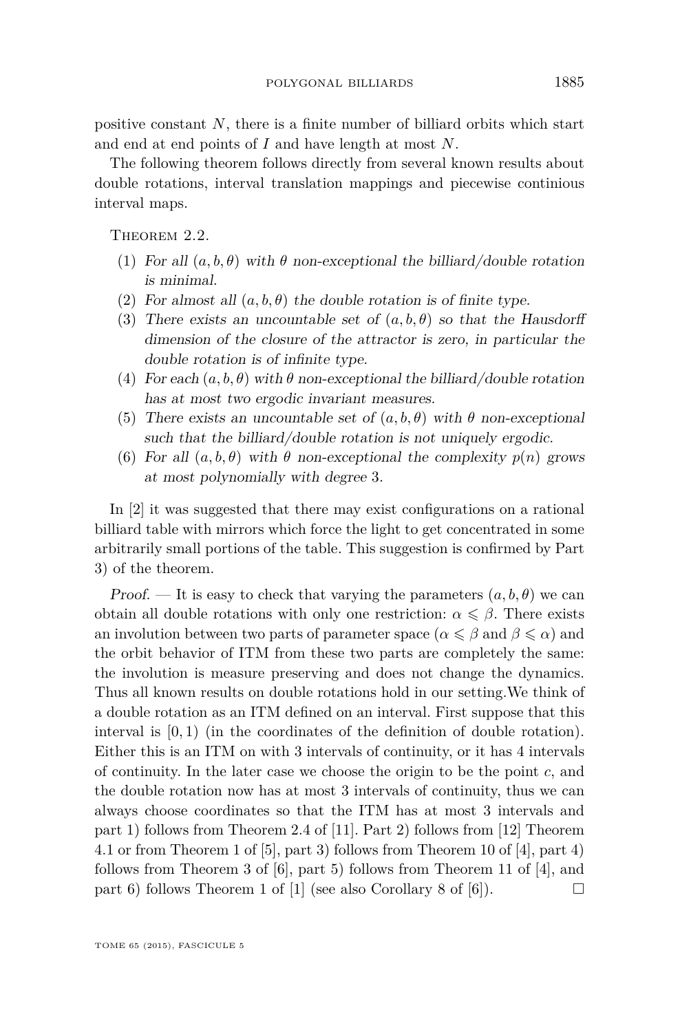positive constant $N$, there is a finite number of billiard orbits which start and end at end points of $I$ and have length at most $N$.

The following theorem follows directly from several known results about double rotations, interval translation mappings and piecewise continious interval maps.

Theorem 2.2.

1. *For all $(a,b,\theta)$ with $\theta$ non-exceptional the billiard/double rotation is minimal.*
2. *For almost all $(a,b,\theta)$ the double rotation is of finite type.*
3. *There exists an uncountable set of $(a,b,\theta)$ so that the Hausdorff dimension of the closure of the attractor is zero, in particular the double rotation is of infinite type.*
4. *For each $(a,b,\theta)$ with $\theta$ non-exceptional the billiard/double rotation has at most two ergodic invariant measures.*
5. *There exists an uncountable set of $(a,b,\theta)$ with $\theta$ non-exceptional such that the billiard/double rotation is not uniquely ergodic.*
6. *For all $(a,b,\theta)$ with $\theta$ non-exceptional the complexity $p(n)$ grows at most polynomially with degree 3.*

In [2] it was suggested that there may exist configurations on a rational billiard table with mirrors which force the light to get concentrated in some arbitrarily small portions of the table. This suggestion is confirmed by Part 3) of the theorem.

*Proof.* — It is easy to check that varying the parameters $(a,b,\theta)$ we can obtain all double rotations with only one restriction: $\alpha \leqslant \beta$. There exists an involution between two parts of parameter space ($\alpha \leqslant \beta$ and $\beta \leqslant \alpha$) and the orbit behavior of ITM from these two parts are completely the same: the involution is measure preserving and does not change the dynamics. Thus all known results on double rotations hold in our setting.We think of a double rotation as an ITM defined on an interval. First suppose that this interval is $[0,1)$ (in the coordinates of the definition of double rotation). Either this is an ITM on with 3 intervals of continuity, or it has 4 intervals of continuity. In the later case we choose the origin to be the point $c$, and the double rotation now has at most 3 intervals of continuity, thus we can always choose coordinates so that the ITM has at most 3 intervals and part 1) follows from Theorem 2.4 of [11]. Part 2) follows from [12] Theorem 4.1 or from Theorem 1 of [5], part 3) follows from Theorem 10 of [4], part 4) follows from Theorem 3 of [6], part 5) follows from Theorem 11 of [4], and part 6) follows Theorem 1 of [1] (see also Corollary 8 of [6]). □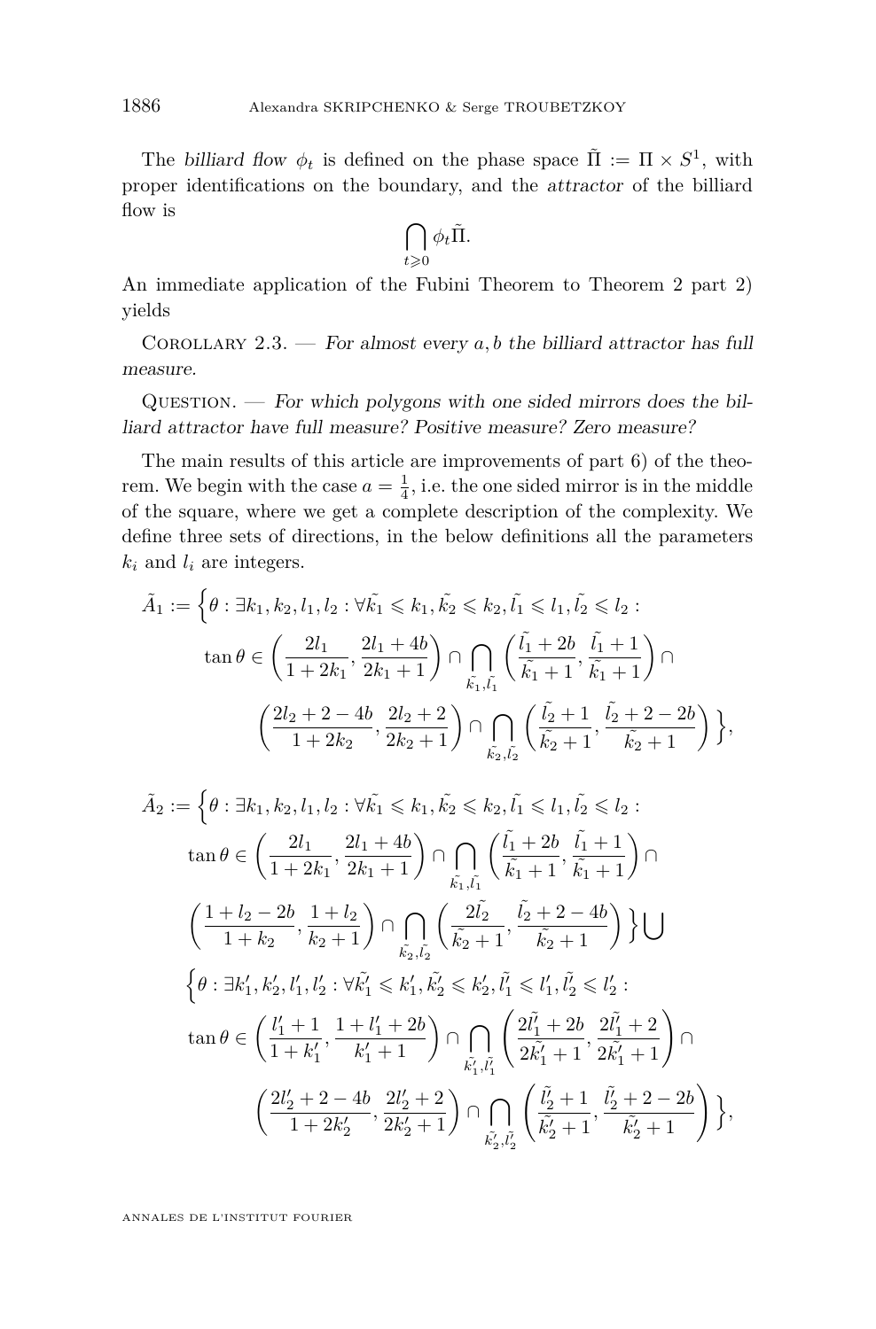The *billiard flow* $\phi_t$ is defined on the phase space $\tilde{\Pi} := \Pi \times S^1$, with proper identifications on the boundary, and the *attractor* of the billiard flow is

$$\bigcap_{t \geqslant 0} \phi_t \tilde{\Pi}.$$

An immediate application of the Fubini Theorem to Theorem 2 part 2) yields

Corollary 2.3. — *For almost every $a, b$ the billiard attractor has full measure.*

Question. — *For which polygons with one sided mirrors does the billiard attractor have full measure? Positive measure? Zero measure?*

The main results of this article are improvements of part 6) of the theorem. We begin with the case $a = \frac{1}{4}$, i.e. the one sided mirror is in the middle of the square, where we get a complete description of the complexity. We define three sets of directions, in the below definitions all the parameters $k_i$ and $l_i$ are integers.

$$\begin{aligned}
\tilde{A}_1 := \Big\{ \theta : \exists k_1, k_2, l_1, l_2 : \forall \tilde{k_1} \leqslant k_1, \tilde{k_2} \leqslant k_2, \tilde{l_1} \leqslant l_1, \tilde{l_2} \leqslant l_2 : \\
\tan\theta \in \left( \frac{2l_1}{1+2k_1}, \frac{2l_1 + 4b}{2k_1+1} \right) \cap \bigcap_{\tilde{k_1}, \tilde{l_1}} \left( \frac{\tilde{l_1} + 2b}{\tilde{k_1}+1}, \frac{\tilde{l_1}+1}{\tilde{k_1}+1} \right) \cap \\
\left( \frac{2l_2 + 2 - 4b}{1+2k_2}, \frac{2l_2+2}{2k_2+1} \right) \cap \bigcap_{\tilde{k_2}, \tilde{l_2}} \left( \frac{\tilde{l_2}+1}{\tilde{k_2}+1}, \frac{\tilde{l_2} + 2 - 2b}{\tilde{k_2}+1} \right) \Big\},
\end{aligned}$$

$$\begin{aligned}
\tilde{A}_2 := \Big\{ \theta : \exists k_1, k_2, l_1, l_2 : \forall \tilde{k_1} \leqslant k_1, \tilde{k_2} \leqslant k_2, \tilde{l_1} \leqslant l_1, \tilde{l_2} \leqslant l_2 : \\
\tan\theta \in \left( \frac{2l_1}{1+2k_1}, \frac{2l_1 + 4b}{2k_1+1} \right) \cap \bigcap_{\tilde{k_1}, \tilde{l_1}} \left( \frac{\tilde{l_1} + 2b}{\tilde{k_1}+1}, \frac{\tilde{l_1}+1}{\tilde{k_1}+1} \right) \cap \\
\left( \frac{1 + l_2 - 2b}{1+k_2}, \frac{1+l_2}{k_2+1} \right) \cap \bigcap_{\tilde{k_2}, \tilde{l_2}} \left( \frac{2\tilde{l_2}}{\tilde{k_2}+1}, \frac{\tilde{l_2} + 2 - 4b}{\tilde{k_2}+1} \right) \Big\} \bigcup \\
\Big\{ \theta : \exists k_1', k_2', l_1', l_2' : \forall \tilde{k_1'} \leqslant k_1', \tilde{k_2'} \leqslant k_2', \tilde{l_1'} \leqslant l_1', \tilde{l_2'} \leqslant l_2' : \\
\tan\theta \in \left( \frac{l_1' + 1}{1+k_1'}, \frac{1 + l_1' + 2b}{k_1'+1} \right) \cap \bigcap_{\tilde{k_1'}, \tilde{l_1'}} \left( \frac{2\tilde{l_1'} + 2b}{2\tilde{k_1'}+1}, \frac{2\tilde{l_1'}+2}{2\tilde{k_1'}+1} \right) \cap \\
\left( \frac{2l_2' + 2 - 4b}{1+2k_2'}, \frac{2l_2'+2}{2k_2'+1} \right) \cap \bigcap_{\tilde{k_2'}, \tilde{l_2'}} \left( \frac{\tilde{l_2'}+1}{\tilde{k_2'}+1}, \frac{\tilde{l_2'} + 2 - 2b}{\tilde{k_2'}+1} \right) \Big\},
\end{aligned}$$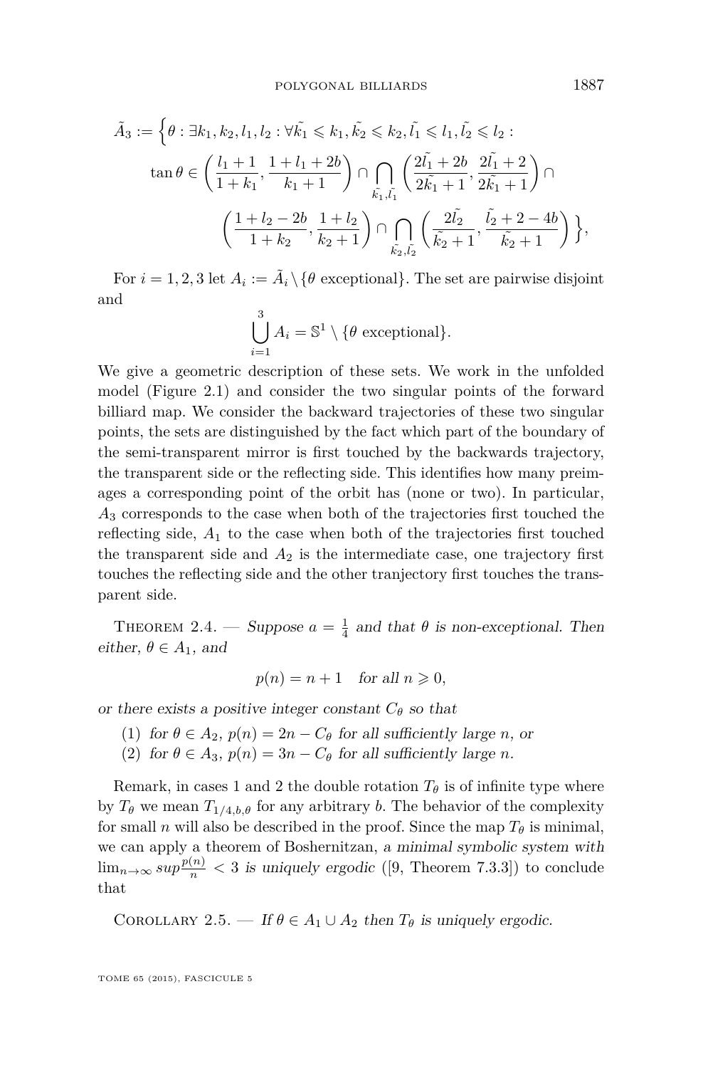$$\tilde{A}_3 := \Big\{\theta : \exists k_1, k_2, l_1, l_2 : \forall \tilde{k_1} \leqslant k_1, \tilde{k_2} \leqslant k_2, \tilde{l_1} \leqslant l_1, \tilde{l_2} \leqslant l_2 :$$
$$\tan\theta \in \left(\frac{l_1+1}{1+k_1}, \frac{1+l_1+2b}{k_1+1}\right) \cap \bigcap_{\tilde{k_1},\tilde{l_1}} \left(\frac{2\tilde{l_1}+2b}{2\tilde{k_1}+1}, \frac{2\tilde{l_1}+2}{2\tilde{k_1}+1}\right) \cap$$
$$\left(\frac{1+l_2-2b}{1+k_2}, \frac{1+l_2}{k_2+1}\right) \cap \bigcap_{\tilde{k_2},\tilde{l_2}} \left(\frac{2\tilde{l_2}}{\tilde{k_2}+1}, \frac{\tilde{l_2}+2-4b}{\tilde{k_2}+1}\right) \Big\},$$

For $i = 1, 2, 3$ let $A_i := \tilde{A}_i \setminus \{\theta \text{ exceptional}\}$. The set are pairwise disjoint and

$$\bigcup_{i=1}^{3} A_i = \mathbb{S}^1 \setminus \{\theta \text{ exceptional}\}.$$

We give a geometric description of these sets. We work in the unfolded model (Figure 2.1) and consider the two singular points of the forward billiard map. We consider the backward trajectories of these two singular points, the sets are distinguished by the fact which part of the boundary of the semi-transparent mirror is first touched by the backwards trajectory, the transparent side or the reflecting side. This identifies how many preimages a corresponding point of the orbit has (none or two). In particular, $A_3$ corresponds to the case when both of the trajectories first touched the reflecting side, $A_1$ to the case when both of the trajectories first touched the transparent side and $A_2$ is the intermediate case, one trajectory first touches the reflecting side and the other tranjectory first touches the transparent side.

Theorem 2.4. — *Suppose $a = \frac{1}{4}$ and that $\theta$ is non-exceptional. Then either, $\theta \in A_1$, and*

$$p(n) = n + 1 \quad \text{for all } n \geqslant 0,$$

*or there exists a positive integer constant $C_\theta$ so that*

1. *for $\theta \in A_2$, $p(n) = 2n - C_\theta$ for all sufficiently large $n$, or*
2. *for $\theta \in A_3$, $p(n) = 3n - C_\theta$ for all sufficiently large $n$.*

Remark, in cases 1 and 2 the double rotation $T_\theta$ is of infinite type where by $T_\theta$ we mean $T_{1/4,b,\theta}$ for any arbitrary $b$. The behavior of the complexity for small $n$ will also be described in the proof. Since the map $T_\theta$ is minimal, we can apply a theorem of Boshernitzan, *a minimal symbolic system with $\lim_{n\to\infty} sup\frac{p(n)}{n} < 3$ is uniquely ergodic* ([9, Theorem 7.3.3]) to conclude that

Corollary 2.5. — *If $\theta \in A_1 \cup A_2$ then $T_\theta$ is uniquely ergodic.*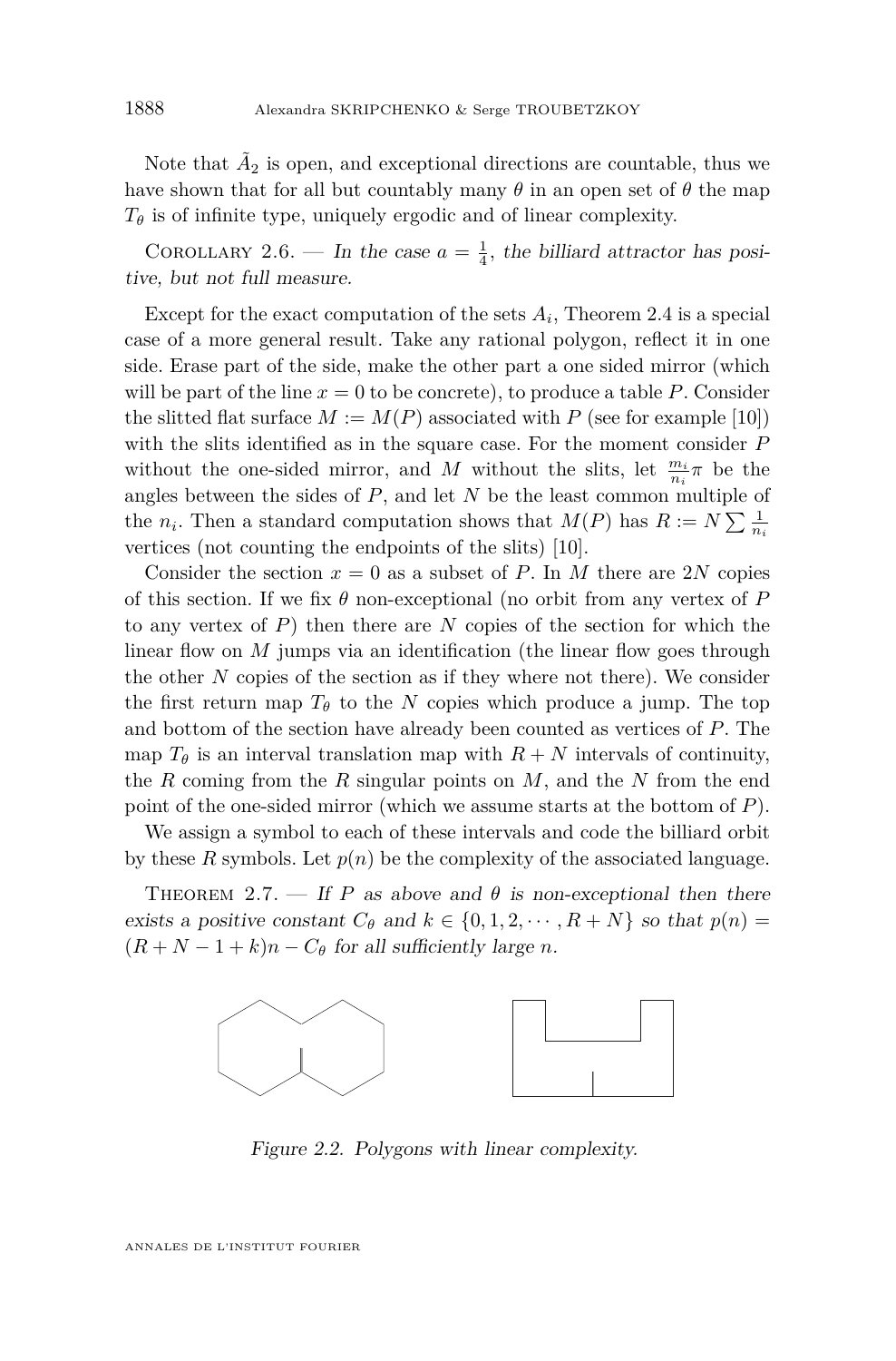Note that $\tilde{A}_2$ is open, and exceptional directions are countable, thus we have shown that for all but countably many $\theta$ in an open set of $\theta$ the map $T_\theta$ is of infinite type, uniquely ergodic and of linear complexity.

Corollary 2.6. — *In the case $a = \frac{1}{4}$, the billiard attractor has positive, but not full measure.*

Except for the exact computation of the sets $A_i$, Theorem 2.4 is a special case of a more general result. Take any rational polygon, reflect it in one side. Erase part of the side, make the other part a one sided mirror (which will be part of the line $x = 0$ to be concrete), to produce a table $P$. Consider the slitted flat surface $M := M(P)$ associated with $P$ (see for example [10]) with the slits identified as in the square case. For the moment consider $P$ without the one-sided mirror, and $M$ without the slits, let $\frac{m_i}{n_i}\pi$ be the angles between the sides of $P$, and let $N$ be the least common multiple of the $n_i$. Then a standard computation shows that $M(P)$ has $R := N \sum \frac{1}{n_i}$ vertices (not counting the endpoints of the slits) [10].

Consider the section $x = 0$ as a subset of $P$. In $M$ there are $2N$ copies of this section. If we fix $\theta$ non-exceptional (no orbit from any vertex of $P$ to any vertex of $P$) then there are $N$ copies of the section for which the linear flow on $M$ jumps via an identification (the linear flow goes through the other $N$ copies of the section as if they where not there). We consider the first return map $T_\theta$ to the $N$ copies which produce a jump. The top and bottom of the section have already been counted as vertices of $P$. The map $T_\theta$ is an interval translation map with $R + N$ intervals of continuity, the $R$ coming from the $R$ singular points on $M$, and the $N$ from the end point of the one-sided mirror (which we assume starts at the bottom of $P$).

We assign a symbol to each of these intervals and code the billiard orbit by these $R$ symbols. Let $p(n)$ be the complexity of the associated language.

Theorem 2.7. — *If $P$ as above and $\theta$ is non-exceptional then there exists a positive constant $C_\theta$ and $k \in \{0, 1, 2, \cdots, R + N\}$ so that $p(n) = (R + N - 1 + k)n - C_\theta$ for all sufficiently large $n$.*

*Figure 2.2. Polygons with linear complexity.*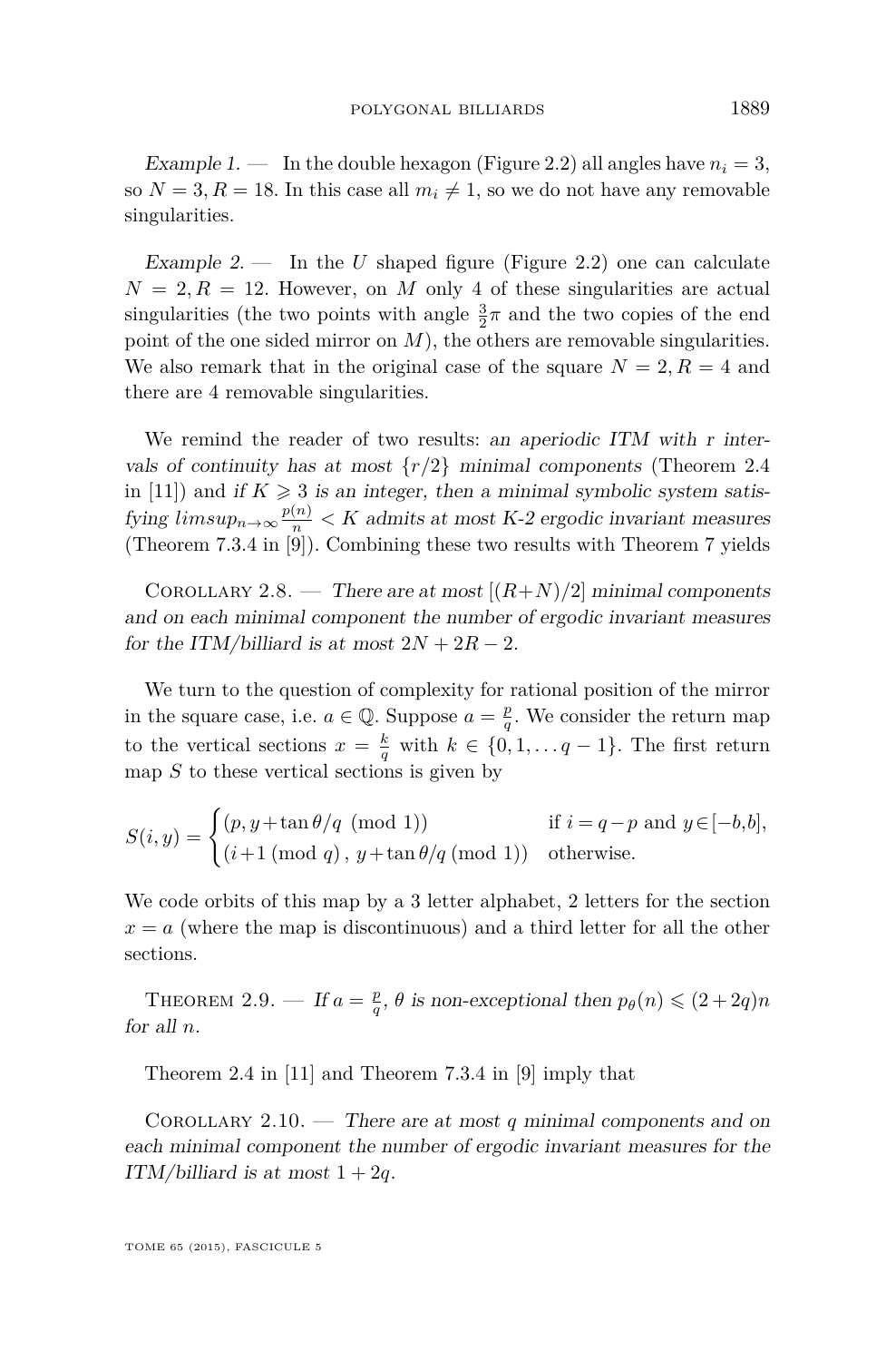*Example 1.* — In the double hexagon (Figure 2.2) all angles have $n_i = 3$, so $N = 3, R = 18$. In this case all $m_i \neq 1$, so we do not have any removable singularities.

*Example 2.* — In the $U$ shaped figure (Figure 2.2) one can calculate $N = 2, R = 12$. However, on $M$ only 4 of these singularities are actual singularities (the two points with angle $\frac{3}{2}\pi$ and the two copies of the end point of the one sided mirror on $M$), the others are removable singularities. We also remark that in the original case of the square $N = 2, R = 4$ and there are 4 removable singularities.

We remind the reader of two results: *an aperiodic ITM with r intervals of continuity has at most* $\{r/2\}$ *minimal components* (Theorem 2.4 in [11]) and *if* $K \geqslant 3$ *is an integer, then a minimal symbolic system satisfying* $limsup_{n\to\infty} \frac{p(n)}{n} < K$ *admits at most K-2 ergodic invariant measures* (Theorem 7.3.4 in [9]). Combining these two results with Theorem 7 yields

Corollary 2.8. — *There are at most* $[(R+N)/2]$ *minimal components and on each minimal component the number of ergodic invariant measures for the ITM/billiard is at most* $2N + 2R - 2$.

We turn to the question of complexity for rational position of the mirror in the square case, i.e. $a \in \mathbb{Q}$. Suppose $a = \frac{p}{q}$. We consider the return map to the vertical sections $x = \frac{k}{q}$ with $k \in \{0, 1, \dots q-1\}$. The first return map $S$ to these vertical sections is given by

$$S(i,y) = \begin{cases} (p, y + \tan\theta/q \pmod 1) & \text{if } i = q-p \text{ and } y \in [-b,b], \\ (i+1 \pmod q),\ y + \tan\theta/q \pmod 1) & \text{otherwise.} \end{cases}$$

We code orbits of this map by a 3 letter alphabet, 2 letters for the section $x = a$ (where the map is discontinuous) and a third letter for all the other sections.

Theorem 2.9. — *If* $a = \frac{p}{q}$, $\theta$ *is non-exceptional then* $p_\theta(n) \leqslant (2 + 2q)n$ *for all* $n$.

Theorem 2.4 in [11] and Theorem 7.3.4 in [9] imply that

Corollary 2.10. — *There are at most* $q$ *minimal components and on each minimal component the number of ergodic invariant measures for the ITM/billiard is at most* $1 + 2q$.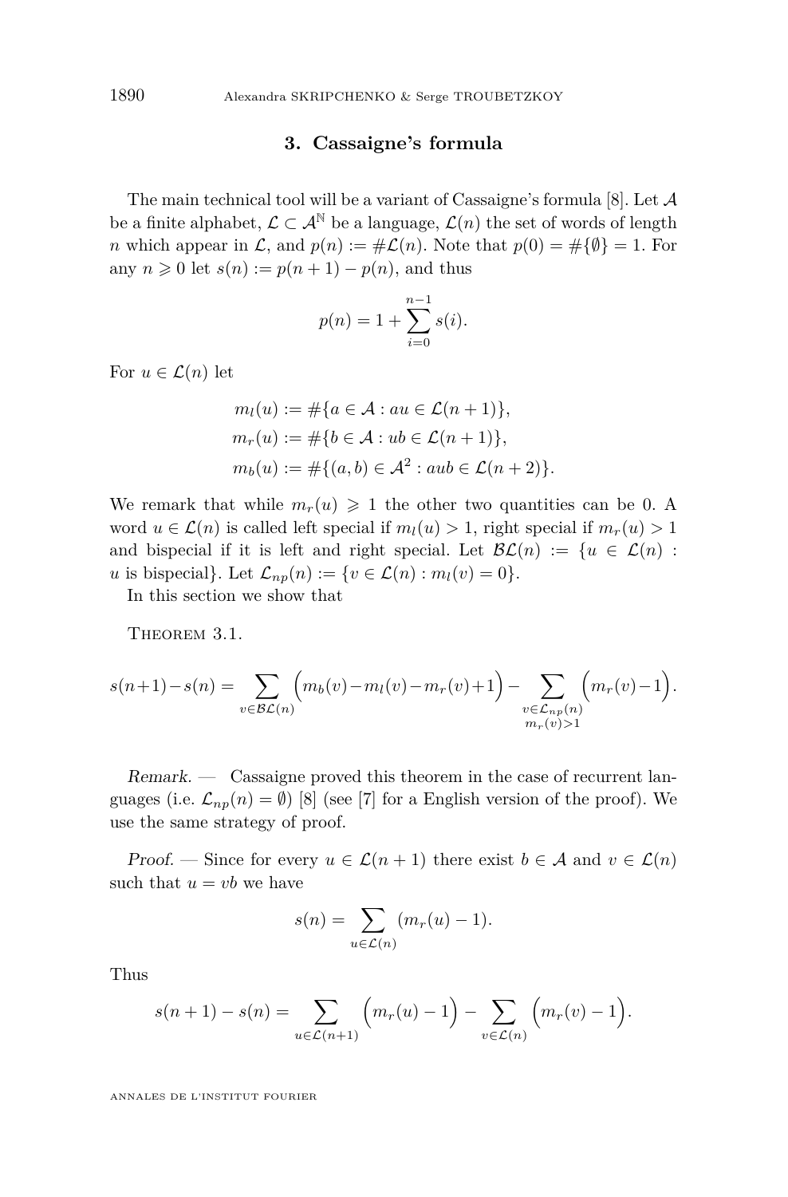## 3. Cassaigne's formula

The main technical tool will be a variant of Cassaigne's formula [8]. Let $\mathcal{A}$ be a finite alphabet, $\mathcal{L} \subset \mathcal{A}^{\mathbb{N}}$ be a language, $\mathcal{L}(n)$ the set of words of length $n$ which appear in $\mathcal{L}$, and $p(n) := \#\mathcal{L}(n)$. Note that $p(0) = \#\{\emptyset\} = 1$. For any $n \geqslant 0$ let $s(n) := p(n+1) - p(n)$, and thus

$$p(n) = 1 + \sum_{i=0}^{n-1} s(i).$$

For $u \in \mathcal{L}(n)$ let

$$\begin{aligned}
m_l(u) &:= \#\{a \in \mathcal{A} : au \in \mathcal{L}(n+1)\},\\
m_r(u) &:= \#\{b \in \mathcal{A} : ub \in \mathcal{L}(n+1)\},\\
m_b(u) &:= \#\{(a,b) \in \mathcal{A}^2 : aub \in \mathcal{L}(n+2)\}.
\end{aligned}$$

We remark that while $m_r(u) \geqslant 1$ the other two quantities can be 0. A word $u \in \mathcal{L}(n)$ is called left special if $m_l(u) > 1$, right special if $m_r(u) > 1$ and bispecial if it is left and right special. Let $\mathcal{BL}(n) := \{u \in \mathcal{L}(n) : u \text{ is bispecial}\}$. Let $\mathcal{L}_{np}(n) := \{v \in \mathcal{L}(n) : m_l(v) = 0\}$.

In this section we show that

Theorem 3.1.

$$s(n+1) - s(n) = \sum_{v \in \mathcal{BL}(n)} \Big( m_b(v) - m_l(v) - m_r(v) + 1 \Big) - \sum_{\substack{v \in \mathcal{L}_{np}(n)\\ m_r(v) > 1}} \Big( m_r(v) - 1 \Big).$$

*Remark.* — Cassaigne proved this theorem in the case of recurrent languages (i.e. $\mathcal{L}_{np}(n) = \emptyset$) [8] (see [7] for a English version of the proof). We use the same strategy of proof.

*Proof.* — Since for every $u \in \mathcal{L}(n+1)$ there exist $b \in \mathcal{A}$ and $v \in \mathcal{L}(n)$ such that $u = vb$ we have

$$s(n) = \sum_{u \in \mathcal{L}(n)} (m_r(u) - 1).$$

Thus

$$s(n+1) - s(n) = \sum_{u \in \mathcal{L}(n+1)} \Big( m_r(u) - 1 \Big) - \sum_{v \in \mathcal{L}(n)} \Big( m_r(v) - 1 \Big).$$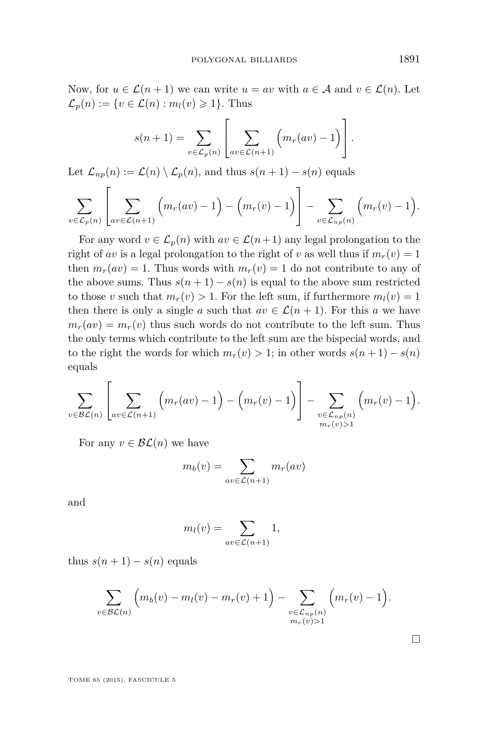Now, for $u \in \mathcal{L}(n+1)$ we can write $u = av$ with $a \in \mathcal{A}$ and $v \in \mathcal{L}(n)$. Let $\mathcal{L}_p(n) := \{v \in \mathcal{L}(n) : m_l(v) \geqslant 1\}$. Thus

$$s(n+1) = \sum_{v \in \mathcal{L}_p(n)} \left[ \sum_{av \in \mathcal{L}(n+1)} \Big( m_r(av) - 1 \Big) \right].$$

Let $\mathcal{L}_{np}(n) := \mathcal{L}(n) \setminus \mathcal{L}_p(n)$, and thus $s(n+1) - s(n)$ equals

$$\sum_{v \in \mathcal{L}_p(n)} \left[ \sum_{av \in \mathcal{L}(n+1)} \Big( m_r(av) - 1 \Big) - \Big( m_r(v) - 1 \Big) \right] - \sum_{v \in \mathcal{L}_{np}(n)} \Big( m_r(v) - 1 \Big).$$

For any word $v \in \mathcal{L}_p(n)$ with $av \in \mathcal{L}(n+1)$ any legal prolongation to the right of $av$ is a legal prolongation to the right of $v$ as well thus if $m_r(v) = 1$ then $m_r(av) = 1$. Thus words with $m_r(v) = 1$ do not contribute to any of the above sums. Thus $s(n+1) - s(n)$ is equal to the above sum restricted to those $v$ such that $m_r(v) > 1$. For the left sum, if furthermore $m_l(v) = 1$ then there is only a single $a$ such that $av \in \mathcal{L}(n+1)$. For this $a$ we have $m_r(av) = m_r(v)$ thus such words do not contribute to the left sum. Thus the only terms which contribute to the left sum are the bispecial words, and to the right the words for which $m_r(v) > 1$; in other words $s(n+1) - s(n)$ equals

$$\sum_{v \in \mathcal{BL}(n)} \left[ \sum_{av \in \mathcal{L}(n+1)} \Big( m_r(av) - 1 \Big) - \Big( m_r(v) - 1 \Big) \right] - \sum_{\substack{v \in \mathcal{L}_{np}(n) \\ m_r(v) > 1}} \Big( m_r(v) - 1 \Big).$$

For any $v \in \mathcal{BL}(n)$ we have

$$m_b(v) = \sum_{av \in \mathcal{L}(n+1)} m_r(av)$$

and

$$m_l(v) = \sum_{av \in \mathcal{L}(n+1)} 1,$$

thus $s(n+1) - s(n)$ equals

$$\sum_{v \in \mathcal{BL}(n)} \Big( m_b(v) - m_l(v) - m_r(v) + 1 \Big) - \sum_{\substack{v \in \mathcal{L}_{np}(n) \\ m_r(v) > 1}} \Big( m_r(v) - 1 \Big).$$

□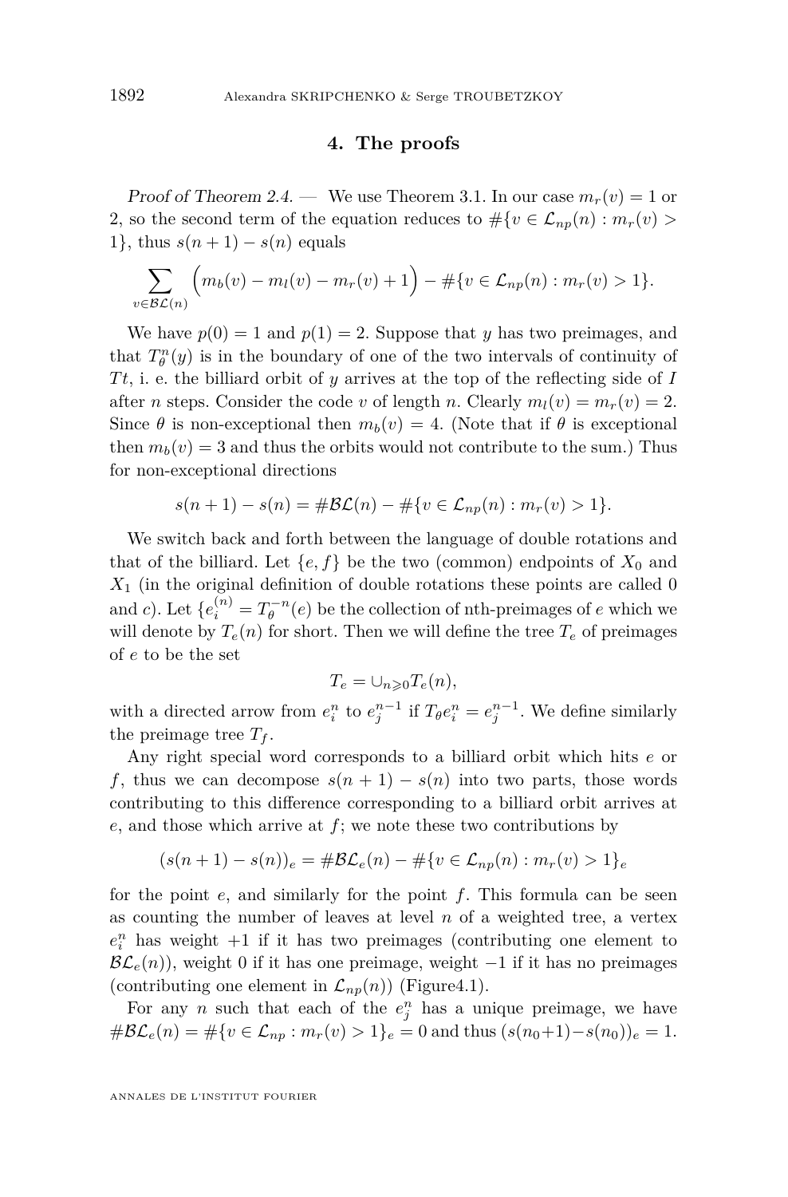## 4. The proofs

*Proof of Theorem 2.4.* — We use Theorem 3.1. In our case $m_r(v) = 1$ or 2, so the second term of the equation reduces to $\#\{v \in \mathcal{L}_{np}(n) : m_r(v) > 1\}$, thus $s(n+1) - s(n)$ equals

$$\sum_{v \in \mathcal{BL}(n)} \Big( m_b(v) - m_l(v) - m_r(v) + 1 \Big) - \#\{v \in \mathcal{L}_{np}(n) : m_r(v) > 1\}.$$

We have $p(0) = 1$ and $p(1) = 2$. Suppose that $y$ has two preimages, and that $T_\theta^n(y)$ is in the boundary of one of the two intervals of continuity of $Tt$, i. e. the billiard orbit of $y$ arrives at the top of the reflecting side of $I$ after $n$ steps. Consider the code $v$ of length $n$. Clearly $m_l(v) = m_r(v) = 2$. Since $\theta$ is non-exceptional then $m_b(v) = 4$. (Note that if $\theta$ is exceptional then $m_b(v) = 3$ and thus the orbits would not contribute to the sum.) Thus for non-exceptional directions

$$s(n+1) - s(n) = \#\mathcal{BL}(n) - \#\{v \in \mathcal{L}_{np}(n) : m_r(v) > 1\}.$$

We switch back and forth between the language of double rotations and that of the billiard. Let $\{e, f\}$ be the two (common) endpoints of $X_0$ and $X_1$ (in the original definition of double rotations these points are called 0 and $c$). Let $\{e_i^{(n)} = T_\theta^{-n}(e)$ be the collection of nth-preimages of $e$ which we will denote by $T_e(n)$ for short. Then we will define the tree $T_e$ of preimages of $e$ to be the set

$$T_e = \cup_{n \geqslant 0} T_e(n),$$

with a directed arrow from $e_i^n$ to $e_j^{n-1}$ if $T_\theta e_i^n = e_j^{n-1}$. We define similarly the preimage tree $T_f$.

Any right special word corresponds to a billiard orbit which hits $e$ or $f$, thus we can decompose $s(n+1) - s(n)$ into two parts, those words contributing to this difference corresponding to a billiard orbit arrives at $e$, and those which arrive at $f$; we note these two contributions by

$$(s(n+1) - s(n))_e = \#\mathcal{BL}_e(n) - \#\{v \in \mathcal{L}_{np}(n) : m_r(v) > 1\}_e$$

for the point $e$, and similarly for the point $f$. This formula can be seen as counting the number of leaves at level $n$ of a weighted tree, a vertex $e_i^n$ has weight $+1$ if it has two preimages (contributing one element to $\mathcal{BL}_e(n)$), weight 0 if it has one preimage, weight $-1$ if it has no preimages (contributing one element in $\mathcal{L}_{np}(n)$) (Figure4.1).

For any $n$ such that each of the $e_j^n$ has a unique preimage, we have $\#\mathcal{BL}_e(n) = \#\{v \in \mathcal{L}_{np} : m_r(v) > 1\}_e = 0$ and thus $(s(n_0+1) - s(n_0))_e = 1$.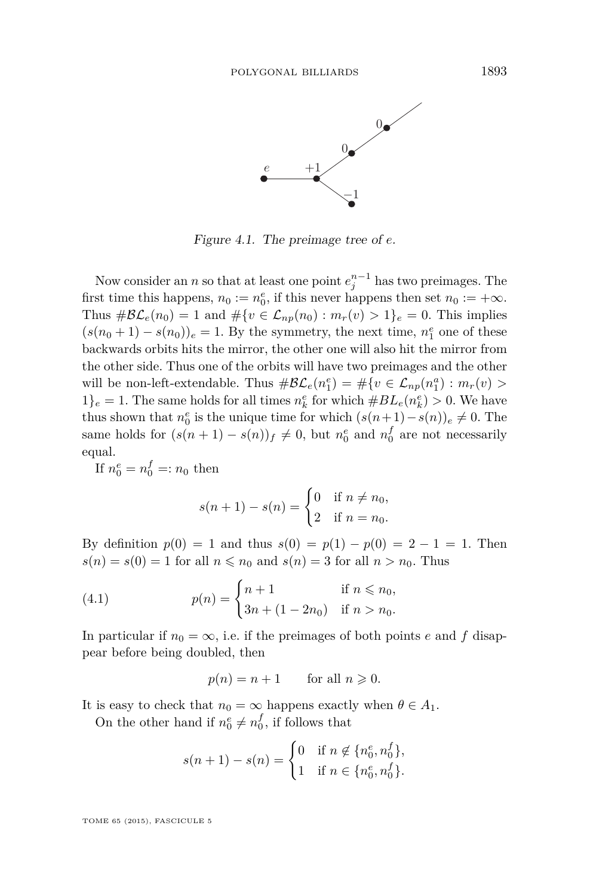Figure 4.1. The preimage tree of $e$.

Now consider an $n$ so that at least one point $e_j^{n-1}$ has two preimages. The first time this happens, $n_0 := n_0^e$, if this never happens then set $n_0 := +\infty$. Thus $\#\mathcal{BL}_e(n_0) = 1$ and $\#\{v \in \mathcal{L}_{np}(n_0) : m_r(v) > 1\}_e = 0$. This implies $(s(n_0+1) - s(n_0))_e = 1$. By the symmetry, the next time, $n_1^e$ one of these backwards orbits hits the mirror, the other one will also hit the mirror from the other side. Thus one of the orbits will have two preimages and the other will be non-left-extendable. Thus $\#\mathcal{BL}_e(n_1^e) = \#\{v \in \mathcal{L}_{np}(n_1^a) : m_r(v) > 1\}_e = 1$. The same holds for all times $n_k^e$ for which $\#BL_e(n_k^e) > 0$. We have thus shown that $n_0^e$ is the unique time for which $(s(n+1)-s(n))_e \neq 0$. The same holds for $(s(n+1) - s(n))_f \neq 0$, but $n_0^e$ and $n_0^f$ are not necessarily equal.

If $n_0^e = n_0^f =: n_0$ then

$$s(n+1) - s(n) = \begin{cases} 0 & \text{if } n \neq n_0, \\ 2 & \text{if } n = n_0. \end{cases}$$

By definition $p(0) = 1$ and thus $s(0) = p(1) - p(0) = 2 - 1 = 1$. Then $s(n) = s(0) = 1$ for all $n \leqslant n_0$ and $s(n) = 3$ for all $n > n_0$. Thus

$$p(n) = \begin{cases} n+1 & \text{if } n \leqslant n_0, \\ 3n + (1 - 2n_0) & \text{if } n > n_0. \end{cases} \tag{4.1}$$

In particular if $n_0 = \infty$, i.e. if the preimages of both points $e$ and $f$ disappear before being doubled, then

$$p(n) = n + 1 \qquad \text{for all } n \geqslant 0.$$

It is easy to check that $n_0 = \infty$ happens exactly when $\theta \in A_1$.

On the other hand if $n_0^e \neq n_0^f$, if follows that

$$s(n+1) - s(n) = \begin{cases} 0 & \text{if } n \notin \{n_0^e, n_0^f\}, \\ 1 & \text{if } n \in \{n_0^e, n_0^f\}. \end{cases}$$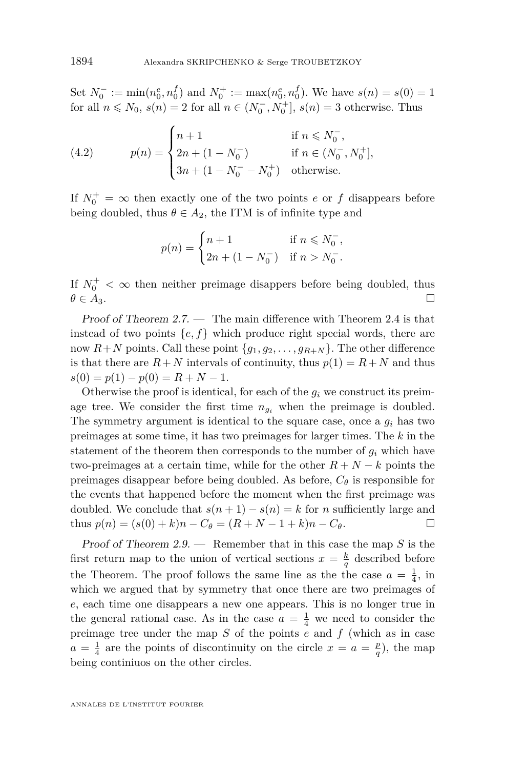Set $N_0^- := \min(n_0^e, n_0^f)$ and $N_0^+ := \max(n_0^e, n_0^f)$. We have $s(n) = s(0) = 1$ for all $n \leqslant N_0$, $s(n) = 2$ for all $n \in (N_0^-, N_0^+]$, $s(n) = 3$ otherwise. Thus

$$p(n) = \begin{cases} n+1 & \text{if } n \leqslant N_0^-, \\ 2n + (1 - N_0^-) & \text{if } n \in (N_0^-, N_0^+], \\ 3n + (1 - N_0^- - N_0^+) & \text{otherwise.} \end{cases} \tag{4.2}$$

If $N_0^+ = \infty$ then exactly one of the two points $e$ or $f$ disappears before being doubled, thus $\theta \in A_2$, the ITM is of infinite type and

$$p(n) = \begin{cases} n+1 & \text{if } n \leqslant N_0^-, \\ 2n + (1 - N_0^-) & \text{if } n > N_0^-. \end{cases}$$

If $N_0^+ < \infty$ then neither preimage disappers before being doubled, thus $\theta \in A_3$. □

*Proof of Theorem 2.7.* — The main difference with Theorem 2.4 is that instead of two points $\{e, f\}$ which produce right special words, there are now $R+N$ points. Call these point $\{g_1, g_2, \dots, g_{R+N}\}$. The other difference is that there are $R+N$ intervals of continuity, thus $p(1) = R+N$ and thus $s(0) = p(1) - p(0) = R + N - 1$.

Otherwise the proof is identical, for each of the $g_i$ we construct its preimage tree. We consider the first time $n_{g_i}$ when the preimage is doubled. The symmetry argument is identical to the square case, once a $g_i$ has two preimages at some time, it has two preimages for larger times. The $k$ in the statement of the theorem then corresponds to the number of $g_i$ which have two-preimages at a certain time, while for the other $R + N - k$ points the preimages disappear before being doubled. As before, $C_\theta$ is responsible for the events that happened before the moment when the first preimage was doubled. We conclude that $s(n+1) - s(n) = k$ for $n$ sufficiently large and thus $p(n) = (s(0) + k)n - C_\theta = (R + N - 1 + k)n - C_\theta$. □

*Proof of Theorem 2.9.* — Remember that in this case the map $S$ is the first return map to the union of vertical sections $x = \frac{k}{q}$ described before the Theorem. The proof follows the same line as the the case $a = \frac{1}{4}$, in which we argued that by symmetry that once there are two preimages of $e$, each time one disappears a new one appears. This is no longer true in the general rational case. As in the case $a = \frac{1}{4}$ we need to consider the preimage tree under the map $S$ of the points $e$ and $f$ (which as in case $a = \frac{1}{4}$ are the points of discontinuity on the circle $x = a = \frac{p}{q}$), the map being continiuos on the other circles.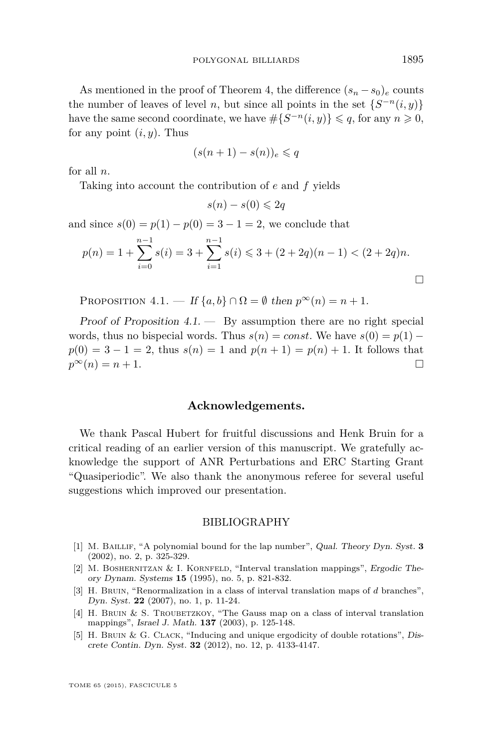As mentioned in the proof of Theorem 4, the difference $(s_n - s_0)_e$ counts the number of leaves of level $n$, but since all points in the set $\{S^{-n}(i,y)\}$ have the same second coordinate, we have $\#\{S^{-n}(i,y)\} \leqslant q$, for any $n \geqslant 0$, for any point $(i,y)$. Thus

$$(s(n+1) - s(n))_e \leqslant q$$

for all $n$.

Taking into account the contribution of $e$ and $f$ yields

$$s(n) - s(0) \leqslant 2q$$

and since $s(0) = p(1) - p(0) = 3 - 1 = 2$, we conclude that

$$p(n) = 1 + \sum_{i=0}^{n-1} s(i) = 3 + \sum_{i=1}^{n-1} s(i) \leqslant 3 + (2+2q)(n-1) < (2+2q)n.$$

□

Proposition 4.1. — *If $\{a,b\} \cap \Omega = \emptyset$ then $p^\infty(n) = n+1$.*

*Proof of Proposition 4.1.* — By assumption there are no right special words, thus no bispecial words. Thus $s(n) = const$. We have $s(0) = p(1) - p(0) = 3 - 1 = 2$, thus $s(n) = 1$ and $p(n+1) = p(n) + 1$. It follows that $p^\infty(n) = n+1$. □

## Acknowledgements.

We thank Pascal Hubert for fruitful discussions and Henk Bruin for a critical reading of an earlier version of this manuscript. We gratefully acknowledge the support of ANR Perturbations and ERC Starting Grant "Quasiperiodic". We also thank the anonymous referee for several useful suggestions which improved our presentation.

## BIBLIOGRAPHY

[1] M. Baillif, "A polynomial bound for the lap number", *Qual. Theory Dyn. Syst.* **3** (2002), no. 2, p. 325-329.

[2] M. Boshernitzan & I. Kornfeld, "Interval translation mappings", *Ergodic Theory Dynam. Systems* **15** (1995), no. 5, p. 821-832.

[3] H. Bruin, "Renormalization in a class of interval translation maps of $d$ branches", *Dyn. Syst.* **22** (2007), no. 1, p. 11-24.

[4] H. Bruin & S. Troubetzkoy, "The Gauss map on a class of interval translation mappings", *Israel J. Math.* **137** (2003), p. 125-148.

[5] H. Bruin & G. Clack, "Inducing and unique ergodicity of double rotations", *Discrete Contin. Dyn. Syst.* **32** (2012), no. 12, p. 4133-4147.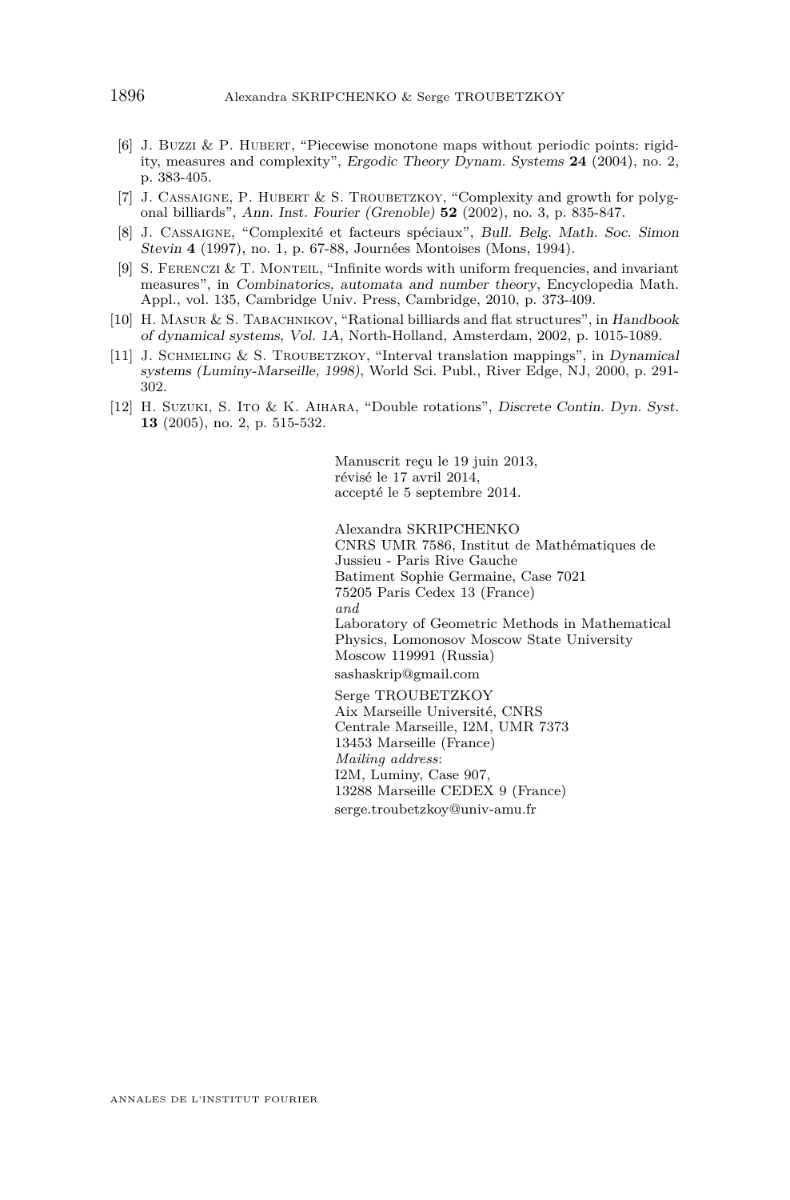[6] J. Buzzi & P. Hubert, "Piecewise monotone maps without periodic points: rigidity, measures and complexity", *Ergodic Theory Dynam. Systems* **24** (2004), no. 2, p. 383-405.

[7] J. Cassaigne, P. Hubert & S. Troubetzkoy, "Complexity and growth for polygonal billiards", *Ann. Inst. Fourier (Grenoble)* **52** (2002), no. 3, p. 835-847.

[8] J. Cassaigne, "Complexité et facteurs spéciaux", *Bull. Belg. Math. Soc. Simon Stevin* **4** (1997), no. 1, p. 67-88, Journées Montoises (Mons, 1994).

[9] S. Ferenczi & T. Monteil, "Infinite words with uniform frequencies, and invariant measures", in *Combinatorics, automata and number theory*, Encyclopedia Math. Appl., vol. 135, Cambridge Univ. Press, Cambridge, 2010, p. 373-409.

[10] H. Masur & S. Tabachnikov, "Rational billiards and flat structures", in *Handbook of dynamical systems, Vol. 1A*, North-Holland, Amsterdam, 2002, p. 1015-1089.

[11] J. Schmeling & S. Troubetzkoy, "Interval translation mappings", in *Dynamical systems (Luminy-Marseille, 1998)*, World Sci. Publ., River Edge, NJ, 2000, p. 291-302.

[12] H. Suzuki, S. Ito & K. Aihara, "Double rotations", *Discrete Contin. Dyn. Syst.* **13** (2005), no. 2, p. 515-532.

Manuscrit reçu le 19 juin 2013,
révisé le 17 avril 2014,
accepté le 5 septembre 2014.

Alexandra SKRIPCHENKO
CNRS UMR 7586, Institut de Mathématiques de Jussieu - Paris Rive Gauche
Batiment Sophie Germaine, Case 7021
75205 Paris Cedex 13 (France)
*and*
Laboratory of Geometric Methods in Mathematical Physics, Lomonosov Moscow State University
Moscow 119991 (Russia)
sashaskrip@gmail.com

Serge TROUBETZKOY
Aix Marseille Université, CNRS
Centrale Marseille, I2M, UMR 7373
13453 Marseille (France)
*Mailing address*:
I2M, Luminy, Case 907,
13288 Marseille CEDEX 9 (France)
serge.troubetzkoy@univ-amu.fr